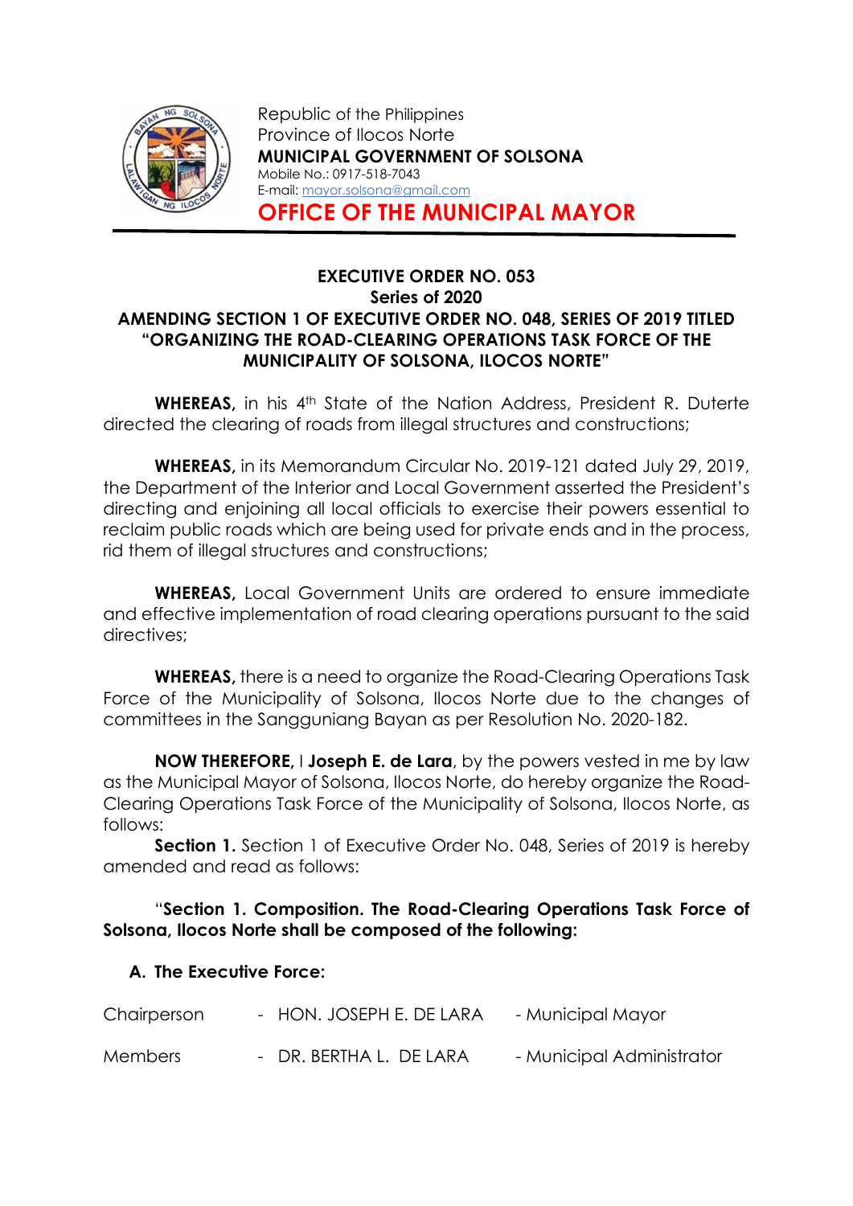Republic of the Philippines
Province of Ilocos Norte
**MUNICIPAL GOVERNMENT OF SOLSONA**
Mobile No.: 0917-518-7043
E-mail: mayor.solsona@gmail.com

# OFFICE OF THE MUNICIPAL MAYOR

**EXECUTIVE ORDER NO. 053**
**Series of 2020**
**AMENDING SECTION 1 OF EXECUTIVE ORDER NO. 048, SERIES OF 2019 TITLED "ORGANIZING THE ROAD-CLEARING OPERATIONS TASK FORCE OF THE MUNICIPALITY OF SOLSONA, ILOCOS NORTE"**

**WHEREAS,** in his 4th State of the Nation Address, President R. Duterte directed the clearing of roads from illegal structures and constructions;

**WHEREAS,** in its Memorandum Circular No. 2019-121 dated July 29, 2019, the Department of the Interior and Local Government asserted the President's directing and enjoining all local officials to exercise their powers essential to reclaim public roads which are being used for private ends and in the process, rid them of illegal structures and constructions;

**WHEREAS,** Local Government Units are ordered to ensure immediate and effective implementation of road clearing operations pursuant to the said directives;

**WHEREAS,** there is a need to organize the Road-Clearing Operations Task Force of the Municipality of Solsona, Ilocos Norte due to the changes of committees in the Sangguniang Bayan as per Resolution No. 2020-182.

**NOW THEREFORE,** I **Joseph E. de Lara**, by the powers vested in me by law as the Municipal Mayor of Solsona, Ilocos Norte, do hereby organize the Road-Clearing Operations Task Force of the Municipality of Solsona, Ilocos Norte, as follows:

**Section 1.** Section 1 of Executive Order No. 048, Series of 2019 is hereby amended and read as follows:

"**Section 1. Composition. The Road-Clearing Operations Task Force of Solsona, Ilocos Norte shall be composed of the following:**

**A. The Executive Force:**

| | | |
|---|---|---|
| Chairperson | - HON. JOSEPH E. DE LARA | - Municipal Mayor |
| Members | - DR. BERTHA L. DE LARA | - Municipal Administrator |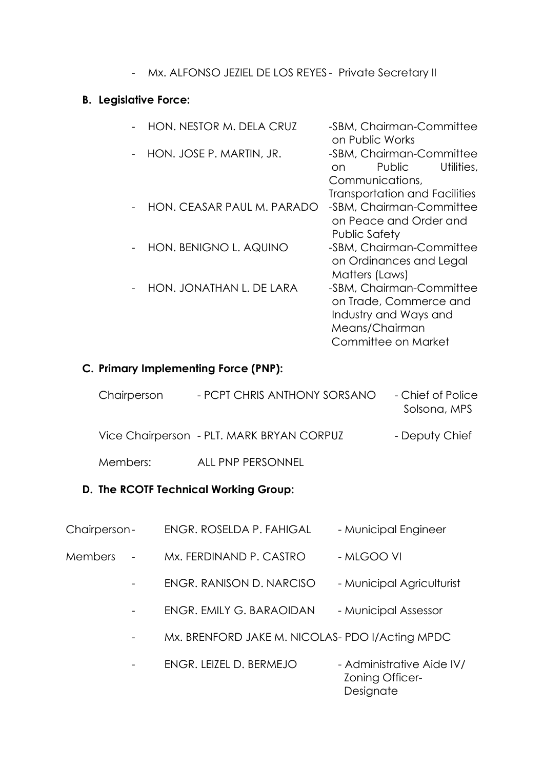- Mx. ALFONSO JEZIEL DE LOS REYES - Private Secretary II

**B. Legislative Force:**

- HON. NESTOR M. DELA CRUZ -SBM, Chairman-Committee on Public Works
- HON. JOSE P. MARTIN, JR. -SBM, Chairman-Committee on Public Utilities, Communications, Transportation and Facilities
- HON. CEASAR PAUL M. PARADO -SBM, Chairman-Committee on Peace and Order and Public Safety
- HON. BENIGNO L. AQUINO -SBM, Chairman-Committee on Ordinances and Legal Matters (Laws)
- HON. JONATHAN L. DE LARA -SBM, Chairman-Committee on Trade, Commerce and Industry and Ways and Means/Chairman Committee on Market

**C. Primary Implementing Force (PNP):**

Chairperson - PCPT CHRIS ANTHONY SORSANO - Chief of Police Solsona, MPS

Vice Chairperson - PLT. MARK BRYAN CORPUZ - Deputy Chief

Members: ALL PNP PERSONNEL

**D. The RCOTF Technical Working Group:**

Chairperson - ENGR. ROSELDA P. FAHIGAL - Municipal Engineer

Members
- Mx. FERDINAND P. CASTRO - MLGOO VI
- ENGR. RANISON D. NARCISO - Municipal Agriculturist
- ENGR. EMILY G. BARAOIDAN - Municipal Assessor
- Mx. BRENFORD JAKE M. NICOLAS- PDO I/Acting MPDC
- ENGR. LEIZEL D. BERMEJO - Administrative Aide IV/ Zoning Officer-Designate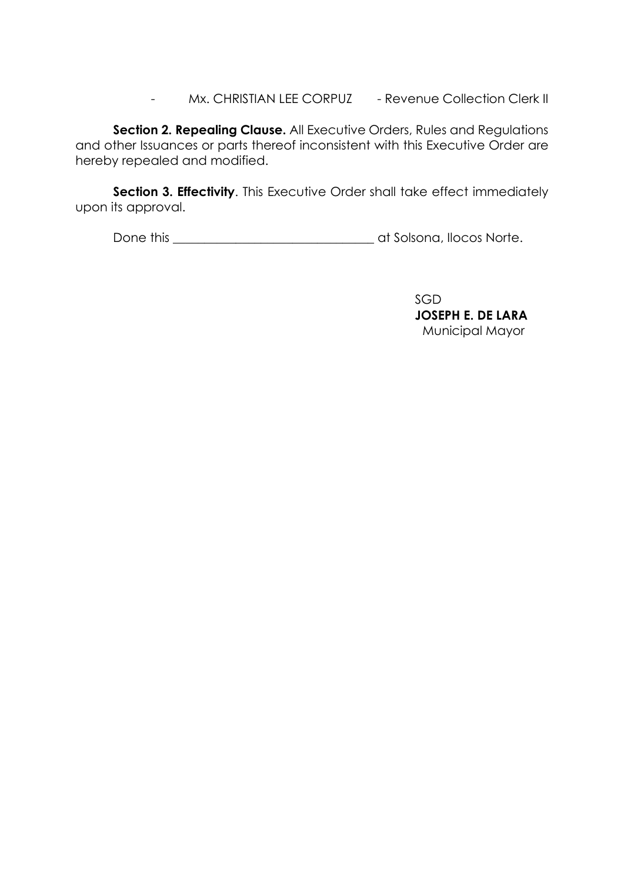- Mx. CHRISTIAN LEE CORPUZ - Revenue Collection Clerk II

**Section 2. Repealing Clause.** All Executive Orders, Rules and Regulations and other Issuances or parts thereof inconsistent with this Executive Order are hereby repealed and modified.

**Section 3. Effectivity**. This Executive Order shall take effect immediately upon its approval.

Done this ________________________________ at Solsona, Ilocos Norte.

SGD
**JOSEPH E. DE LARA**
Municipal Mayor